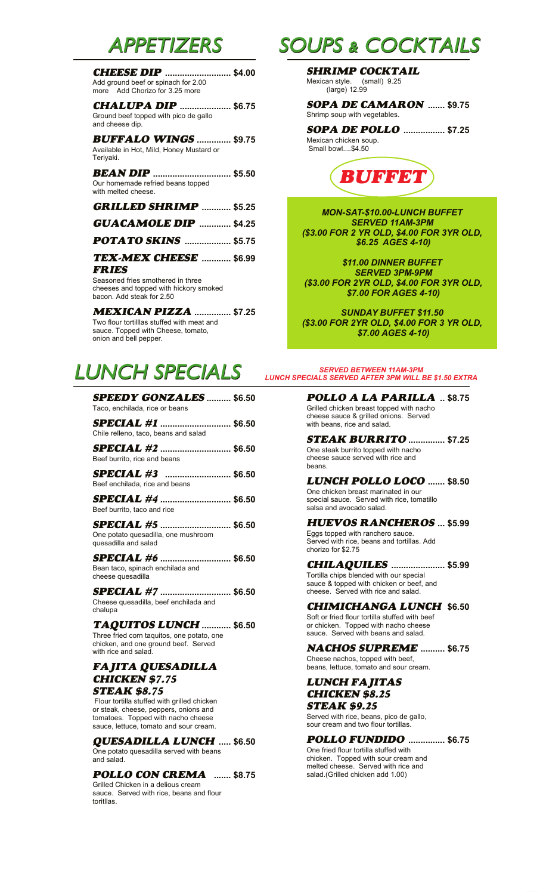# APPETIZERS

**CHEESE DIP** .......................... **$4.00**
Add ground beef or spinach for 2.00 more   Add Chorizo for 3.25 more

**CHALUPA DIP** .................... **$6.75**
Ground beef topped with pico de gallo and cheese dip.

**BUFFALO WINGS** ............. **$9.75**
Available in Hot, Mild, Honey Mustard or Teriyaki.

**BEAN DIP** ............................... **$5.50**
Our homemade refried beans topped with melted cheese.

**GRILLED SHRIMP** ........... **$5.25**

**GUACAMOLE DIP** ............ **$4.25**

**POTATO SKINS** .................. **$5.75**

**TEX-MEX CHEESE FRIES** ........... **$6.99**
Seasoned fries smothered in three cheeses and topped with hickory smoked bacon. Add steak for 2.50

**MEXICAN PIZZA** .............. **$7.25**
Two flour tortilllas stuffed with meat and sauce. Topped with Cheese, tomato, onion and bell pepper.

# SOUPS & COCKTAILS

**SHRIMP COCKTAIL**
Mexican style.   (small) 9.25
(large) 12.99

**SOPA DE CAMARON** ....... **$9.75**
Shrimp soup with vegetables.

**SOPA DE POLLO** ................ **$7.25**
Mexican chicken soup.
Small bowl....$4.50

## BUFFET

*MON-SAT-$10.00-LUNCH BUFFET*
*SERVED 11AM-3PM*
*($3.00 FOR 2 YR OLD, $4.00 FOR 3YR OLD, $6.25 AGES 4-10)*

*$11.00 DINNER BUFFET*
*SERVED 3PM-9PM*
*($3.00 FOR 2YR OLD, $4.00 FOR 3YR OLD, $7.00 FOR AGES 4-10)*

*SUNDAY BUFFET $11.50*
*($3.00 FOR 2YR OLD, $4.00 FOR 3 YR OLD, $7.00 AGES 4-10)*

# LUNCH SPECIALS

*SERVED BETWEEN 11AM-3PM*
*LUNCH SPECIALS SERVED AFTER 3PM WILL BE $1.50 EXTRA*

**SPEEDY GONZALES** ......... **$6.50**
Taco, enchilada, rice or beans

**SPECIAL #1** ............................ **$6.50**
Chile relleno, taco, beans and salad

**SPECIAL #2** ............................ **$6.50**
Beef burrito, rice and beans

**SPECIAL #3** .......................... **$6.50**
Beef enchilada, rice and beans

**SPECIAL #4** ............................ **$6.50**
Beef burrito, taco and rice

**SPECIAL #5** ............................ **$6.50**
One potato quesadilla, one mushroom quesadilla and salad

**SPECIAL #6** ............................ **$6.50**
Bean taco, spinach enchilada and cheese quesadilla

**SPECIAL #7** ............................ **$6.50**
Cheese quesadilla, beef enchilada and chalupa

**TAQUITOS LUNCH** ........... **$6.50**
Three fried corn taquitos, one potato, one chicken, and one ground beef. Served with rice and salad.

**FAJITA QUESADILLA**
**CHICKEN $7.75**
**STEAK $8.75**
Flour tortilla stuffed with grilled chicken or steak, cheese, peppers, onions and tomatoes. Topped with nacho cheese sauce, lettuce, tomato and sour cream.

**QUESADILLA LUNCH** ..... **$6.50**
One potato quesadilla served with beans and salad.

**POLLO CON CREMA** ....... **$8.75**
Grilled Chicken in a delious cream sauce. Served with rice, beans and flour torittlas.

**POLLO A LA PARILLA** .. **$8.75**
Grilled chicken breast topped with nacho cheese sauce & grilled onions. Served with beans, rice and salad.

**STEAK BURRITO** .............. **$7.25**
One steak burrito topped with nacho cheese sauce served with rice and beans.

**LUNCH POLLO LOCO** ....... **$8.50**
One chicken breast marinated in our special sauce. Served with rice, tomatillo salsa and avocado salad.

**HUEVOS RANCHEROS** ... **$5.99**
Eggs topped with ranchero sauce. Served with rice, beans and tortillas. Add chorizo for $2.75

**CHILAQUILES** ..................... **$5.99**
Tortilla chips blended with our special sauce & topped with chicken or beef, and cheese. Served with rice and salad.

**CHIMICHANGA LUNCH** **$6.50**
Soft or fried flour tortilla stuffed with beef or chicken. Topped with nacho cheese sauce. Served with beans and salad.

**NACHOS SUPREME** ......... **$6.75**
Cheese nachos, topped with beef, beans, lettuce, tomato and sour cream.

**LUNCH FAJITAS**
**CHICKEN $8.25**
**STEAK $9.25**
Served with rice, beans, pico de gallo, sour cream and two flour tortillas.

**POLLO FUNDIDO** .............. **$6.75**
One fried flour tortilla stuffed with chicken. Topped with sour cream and melted cheese. Served with rice and salad.(Grilled chicken add 1.00)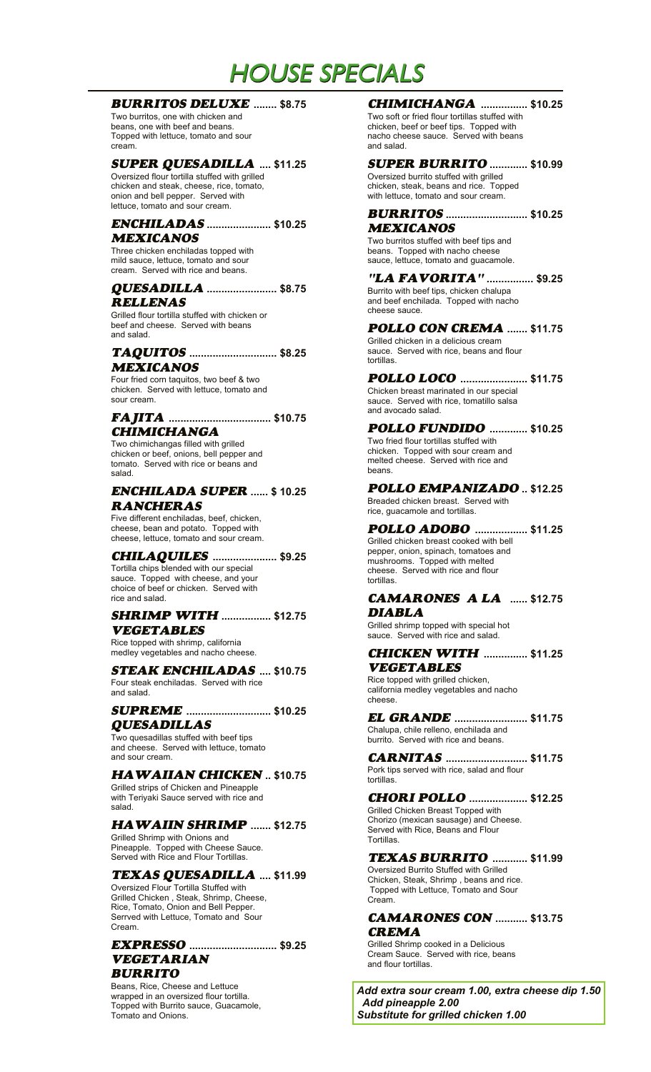# HOUSE SPECIALS

### *BURRITOS DELUXE* ........ $8.75
Two burritos, one with chicken and beans, one with beef and beans. Topped with lettuce, tomato and sour cream.

### *SUPER QUESADILLA* .... $11.25
Oversized flour tortilla stuffed with grilled chicken and steak, cheese, rice, tomato, onion and bell pepper. Served with lettuce, tomato and sour cream.

### *ENCHILADAS MEXICANOS* ..................... $10.25
Three chicken enchiladas topped with mild sauce, lettuce, tomato and sour cream. Served with rice and beans.

### *QUESADILLA RELLENAS* ....................... $8.75
Grilled flour tortilla stuffed with chicken or beef and cheese. Served with beans and salad.

### *TAQUITOS MEXICANOS* ............................. $8.25
Four fried corn taquitos, two beef & two chicken. Served with lettuce, tomato and sour cream.

### *FAJITA CHIMICHANGA* .................................. $10.75
Two chimichangas filled with grilled chicken or beef, onions, bell pepper and tomato. Served with rice or beans and salad.

### *ENCHILADA SUPER RANCHERAS* ...... $ 10.25
Five different enchiladas, beef, chicken, cheese, bean and potato. Topped with cheese, lettuce, tomato and sour cream.

### *CHILAQUILES* ..................... $9.25
Tortilla chips blended with our special sauce. Topped with cheese, and your choice of beef or chicken. Served with rice and salad.

### *SHRIMP WITH VEGETABLES* ................ $12.75
Rice topped with shrimp, california medley vegetables and nacho cheese.

### *STEAK ENCHILADAS* .... $10.75
Four steak enchiladas. Served with rice and salad.

### *SUPREME QUESADILLAS* ............................ $10.25
Two quesadillas stuffed with beef tips and cheese. Served with lettuce, tomato and sour cream.

### *HAWAIIAN CHICKEN* .. $10.75
Grilled strips of Chicken and Pineapple with Teriyaki Sauce served with rice and salad.

### *HAWAIIN SHRIMP* ....... $12.75
Grilled Shrimp with Onions and Pineapple. Topped with Cheese Sauce. Served with Rice and Flour Tortillas.

### *TEXAS QUESADILLA* .... $11.99
Oversized Flour Tortilla Stuffed with Grilled Chicken , Steak, Shrimp, Cheese, Rice, Tomato, Onion and Bell Pepper. Serrved with Lettuce, Tomato and Sour Cream.

### *EXPRESSO VEGETARIAN BURRITO* ............................. $9.25
Beans, Rice, Cheese and Lettuce wrapped in an oversized flour tortilla. Topped with Burrito sauce, Guacamole, Tomato and Onions.

### *CHIMICHANGA* ................ $10.25
Two soft or fried flour tortillas stuffed with chicken, beef or beef tips. Topped with nacho cheese sauce. Served with beans and salad.

### *SUPER BURRITO* ............. $10.99
Oversized burrito stuffed with grilled chicken, steak, beans and rice. Topped with lettuce, tomato and sour cream.

### *BURRITOS MEXICANOS* ........................... $10.25
Two burritos stuffed with beef tips and beans. Topped with nacho cheese sauce, lettuce, tomato and guacamole.

### *"LA FAVORITA"* ............... $9.25
Burrito with beef tips, chicken chalupa and beef enchilada. Topped with nacho cheese sauce.

### *POLLO CON CREMA* ....... $11.75
Grilled chicken in a delicious cream sauce. Served with rice, beans and flour tortillas.

### *POLLO LOCO* ...................... $11.75
Chicken breast marinated in our special sauce. Served with rice, tomatillo salsa and avocado salad.

### *POLLO FUNDIDO* ............. $10.25
Two fried flour tortillas stuffed with chicken. Topped with sour cream and melted cheese. Served with rice and beans.

### *POLLO EMPANIZADO* .. $12.25
Breaded chicken breast. Served with rice, guacamole and tortillas.

### *POLLO ADOBO* ................. $11.25
Grilled chicken breast cooked with bell pepper, onion, spinach, tomatoes and mushrooms. Topped with melted cheese. Served with rice and flour tortillas.

### *CAMARONES A LA DIABLA* ...... $12.75
Grilled shrimp topped with special hot sauce. Served with rice and salad.

### *CHICKEN WITH VEGETABLES* ............... $11.25
Rice topped with grilled chicken, california medley vegetables and nacho cheese.

### *EL GRANDE* ......................... $11.75
Chalupa, chile relleno, enchilada and burrito. Served with rice and beans.

### *CARNITAS* ........................... $11.75
Pork tips served with rice, salad and flour tortillas.

### *CHORI POLLO* .................... $12.25
Grilled Chicken Breast Topped with Chorizo (mexican sausage) and Cheese. Served with Rice, Beans and Flour Tortillas.

### *TEXAS BURRITO* ............ $11.99
Oversized Burrito Stuffed with Grilled Chicken, Steak, Shrimp , beans and rice. Topped with Lettuce, Tomato and Sour Cream.

### *CAMARONES CON CREMA* ........... $13.75
Grilled Shrimp cooked in a Delicious Cream Sauce. Served with rice, beans and flour tortillas.

***Add extra sour cream 1.00, extra cheese dip 1.50***
***Add pineapple 2.00***
***Substitute for grilled chicken 1.00***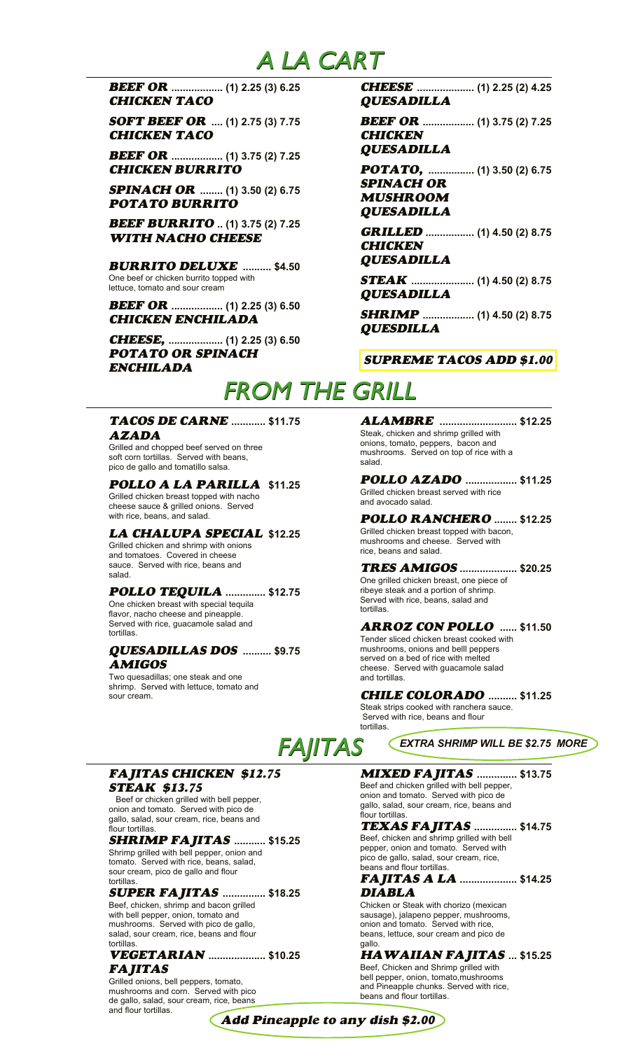# A LA CART

***BEEF OR CHICKEN TACO*** .................. (1) 2.25 (3) 6.25

***SOFT BEEF OR CHICKEN TACO*** .... (1) 2.75 (3) 7.75

***BEEF OR CHICKEN BURRITO*** .................. (1) 3.75 (2) 7.25

***SPINACH OR POTATO BURRITO*** ........ (1) 3.50 (2) 6.75

***BEEF BURRITO WITH NACHO CHEESE*** .. (1) 3.75 (2) 7.25

***BURRITO DELUXE*** .......... $4.50
One beef or chicken burrito topped with lettuce, tomato and sour cream

***BEEF OR CHICKEN ENCHILADA*** .................. (1) 2.25 (3) 6.50

***CHEESE, POTATO OR SPINACH ENCHILADA*** ................... (1) 2.25 (3) 6.50

***CHEESE QUESADILLA*** .................... (1) 2.25 (2) 4.25

***BEEF OR CHICKEN QUESADILLA*** .................. (1) 3.75 (2) 7.25

***POTATO, SPINACH OR MUSHROOM QUESADILLA*** ................ (1) 3.50 (2) 6.75

***GRILLED CHICKEN QUESADILLA*** ................ (1) 4.50 (2) 8.75

***STEAK QUESADILLA*** ...................... (1) 4.50 (2) 8.75

***SHRIMP QUESDILLA*** .................. (1) 4.50 (2) 8.75

***SUPREME TACOS ADD $1.00***

# FROM THE GRILL

***TACOS DE CARNE AZADA*** ........... $11.75
Grilled and chopped beef served on three soft corn tortillas. Served with beans, pico de gallo and tomatillo salsa.

***POLLO A LA PARILLA*** $11.25
Grilled chicken breast topped with nacho cheese sauce & grilled onions. Served with rice, beans, and salad.

***LA CHALUPA SPECIAL*** $12.25
Grilled chicken and shrimp with onions and tomatoes. Covered in cheese sauce. Served with rice, beans and salad.

***POLLO TEQUILA*** ............. $12.75
One chicken breast with special tequila flavor, nacho cheese and pineapple. Served with rice, guacamole salad and tortillas.

***QUESADILLAS DOS AMIGOS*** .......... $9.75
Two quesadillas; one steak and one shrimp. Served with lettuce, tomato and sour cream.

***ALAMBRE*** .......................... $12.25
Steak, chicken and shrimp grilled with onions, tomato, peppers, bacon and mushrooms. Served on top of rice with a salad.

***POLLO AZADO*** ................. $11.25
Grilled chicken breast served with rice and avocado salad.

***POLLO RANCHERO*** ........ $12.25
Grilled chicken breast topped with bacon, mushrooms and cheese. Served with rice, beans and salad.

***TRES AMIGOS*** ................... $20.25
One grilled chicken breast, one piece of ribeye steak and a portion of shrimp. Served with rice, beans, salad and tortillas.

***ARROZ CON POLLO*** ...... $11.50
Tender sliced chicken breast cooked with mushrooms, onions and belll peppers served on a bed of rice with melted cheese. Served with guacamole salad and tortillas.

***CHILE COLORADO*** .......... $11.25
Steak strips cooked with ranchera sauce. Served with rice, beans and flour tortillas.

# FAJITAS

***EXTRA SHRIMP WILL BE $2.75 MORE***

***FAJITAS CHICKEN $12.75***
***STEAK $13.75***
Beef or chicken grilled with bell pepper, onion and tomato. Served with pico de gallo, salad, sour cream, rice, beans and flour tortillas.

***SHRIMP FAJITAS*** .......... $15.25
Shrimp grilled with bell pepper, onion and tomato. Served with rice, beans, salad, sour cream, pico de gallo and flour tortillas.

***SUPER FAJITAS*** .............. $18.25
Beef, chicken, shrimp and bacon grilled with bell pepper, onion, tomato and mushrooms. Served with pico de gallo, salad, sour cream, rice, beans and flour tortillas.

***VEGETARIAN FAJITAS*** ................... $10.25
Grilled onions, bell peppers, tomato, mushrooms and corn. Served with pico de gallo, salad, sour cream, rice, beans and flour tortillas.

***MIXED FAJITAS*** ............. $13.75
Beef and chicken grilled with bell pepper, onion and tomato. Served with pico de gallo, salad, sour cream, rice, beans and flour tortillas.

***TEXAS FAJITAS*** .............. $14.75
Beef, chicken and shrimp grilled with bell pepper, onion and tomato. Served with pico de gallo, salad, sour cream, rice, beans and flour tortillas.

***FAJITAS A LA DIABLA*** ................... $14.25
Chicken or Steak with chorizo (mexican sausage), jalapeno pepper, mushrooms, onion and tomato. Served with rice, beans, lettuce, sour cream and pico de gallo.

***HAWAIIAN FAJITAS*** ... $15.25
Beef, Chicken and Shrimp grilled with bell pepper, onion, tomato,mushrooms and Pineapple chunks. Served with rice, beans and flour tortillas.

***Add Pineapple to any dish $2.00***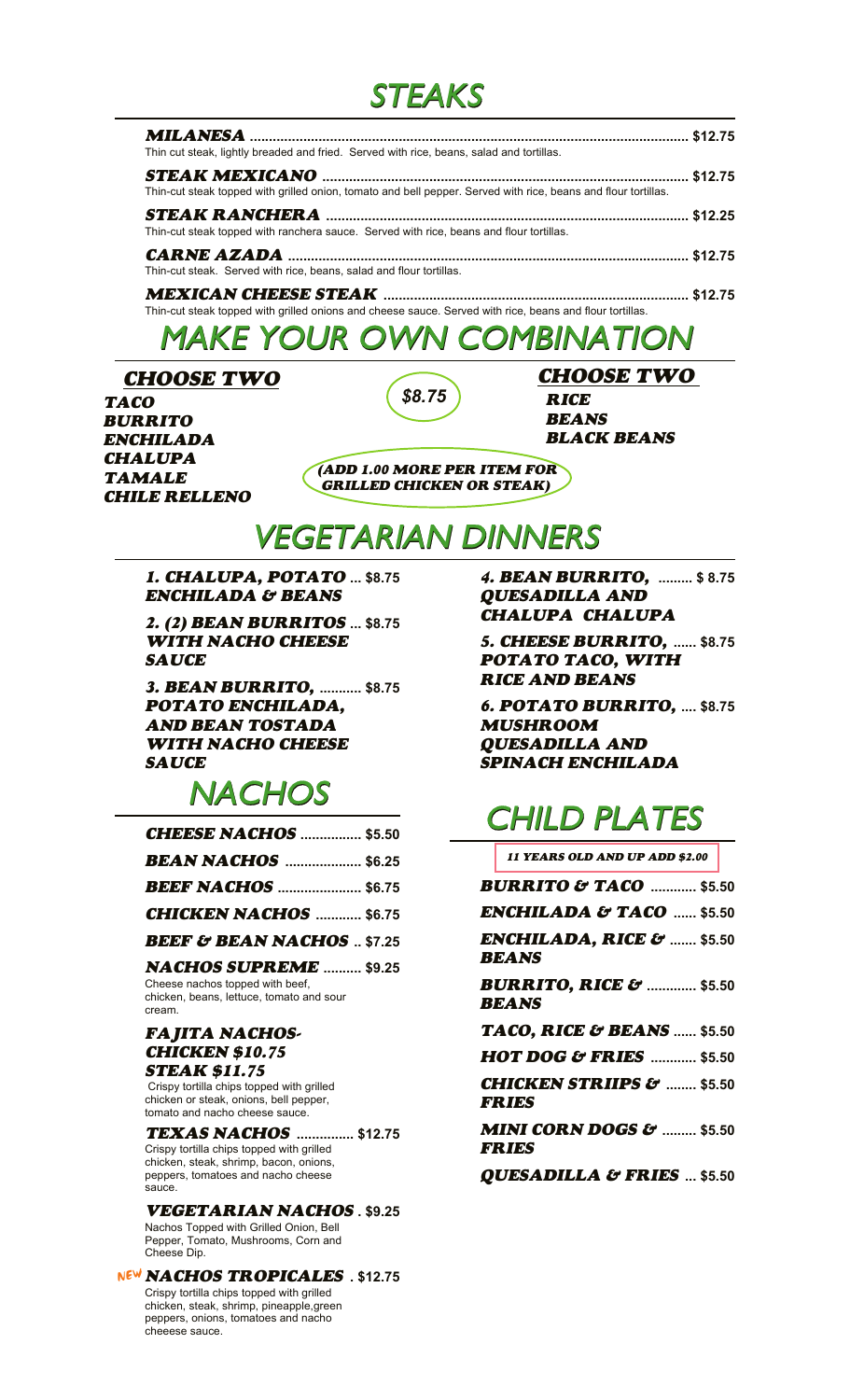# STEAKS

***MILANESA*** ................ **$12.75**
Thin cut steak, lightly breaded and fried. Served with rice, beans, salad and tortillas.

***STEAK MEXICANO*** ................ **$12.75**
Thin-cut steak topped with grilled onion, tomato and bell pepper. Served with rice, beans and flour tortillas.

***STEAK RANCHERA*** ................ **$12.25**
Thin-cut steak topped with ranchera sauce. Served with rice, beans and flour tortillas.

***CARNE AZADA*** ................ **$12.75**
Thin-cut steak. Served with rice, beans, salad and flour tortillas.

***MEXICAN CHEESE STEAK*** ................ **$12.75**
Thin-cut steak topped with grilled onions and cheese sauce. Served with rice, beans and flour tortillas.

# MAKE YOUR OWN COMBINATION

***CHOOSE TWO***

***TACO***
***BURRITO***
***ENCHILADA***
***CHALUPA***
***TAMALE***
***CHILE RELLENO***

***$8.75***

***CHOOSE TWO***

***RICE***
***BEANS***
***BLACK BEANS***

***(ADD 1.00 MORE PER ITEM FOR GRILLED CHICKEN OR STEAK)***

# VEGETARIAN DINNERS

***1. CHALUPA, POTATO ENCHILADA & BEANS*** ... **$8.75**

***2. (2) BEAN BURRITOS WITH NACHO CHEESE SAUCE*** ... **$8.75**

***3. BEAN BURRITO, POTATO ENCHILADA, AND BEAN TOSTADA WITH NACHO CHEESE SAUCE*** ........... **$8.75**

***4. BEAN BURRITO, QUESADILLA AND CHALUPA CHALUPA*** ......... **$ 8.75**

***5. CHEESE BURRITO, POTATO TACO, WITH RICE AND BEANS*** ...... **$8.75**

***6. POTATO BURRITO, MUSHROOM QUESADILLA AND SPINACH ENCHILADA*** .... **$8.75**

# NACHOS

***CHEESE NACHOS*** ................ **$5.50**

***BEAN NACHOS*** .................... **$6.25**

***BEEF NACHOS*** ...................... **$6.75**

***CHICKEN NACHOS*** ............ **$6.75**

***BEEF & BEAN NACHOS*** .. **$7.25**

***NACHOS SUPREME*** .......... **$9.25**
Cheese nachos topped with beef, chicken, beans, lettuce, tomato and sour cream.

***FAJITA NACHOS-***
***CHICKEN $10.75***
***STEAK $11.75***
Crispy tortilla chips topped with grilled chicken or steak, onions, bell pepper, tomato and nacho cheese sauce.

***TEXAS NACHOS*** .............. **$12.75**
Crispy tortilla chips topped with grilled chicken, steak, shrimp, bacon, onions, peppers, tomatoes and nacho cheese sauce.

***VEGETARIAN NACHOS*** . **$9.25**
Nachos Topped with Grilled Onion, Bell Pepper, Tomato, Mushrooms, Corn and Cheese Dip.

NEW ***NACHOS TROPICALES*** . **$12.75**
Crispy tortilla chips topped with grilled chicken, steak, shrimp, pineapple,green peppers, onions, tomatoes and nacho cheeese sauce.

# CHILD PLATES

***11 YEARS OLD AND UP ADD $2.00***

***BURRITO & TACO*** ............ **$5.50**

***ENCHILADA & TACO*** ...... **$5.50**

***ENCHILADA, RICE & BEANS*** ....... **$5.50**

***BURRITO, RICE & BEANS*** ............. **$5.50**

***TACO, RICE & BEANS*** ...... **$5.50**

***HOT DOG & FRIES*** ............ **$5.50**

***CHICKEN STRIIPS & FRIES*** ........ **$5.50**

***MINI CORN DOGS & FRIES*** ......... **$5.50**

***QUESADILLA & FRIES*** ... **$5.50**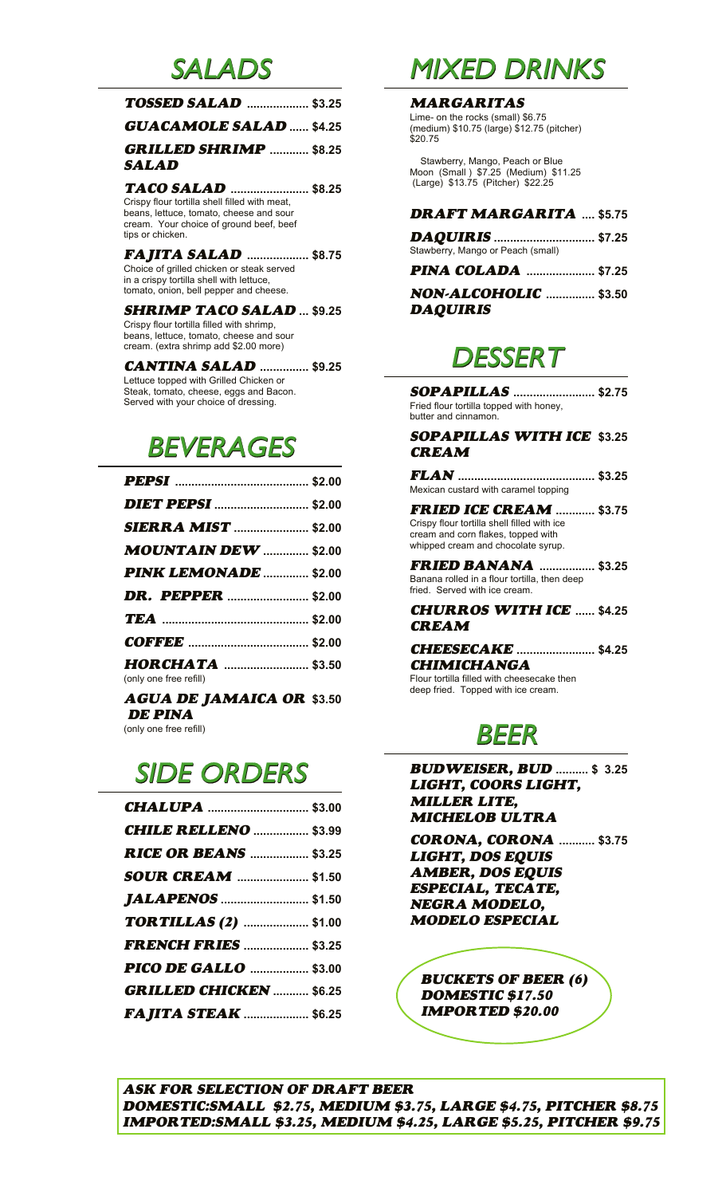# SALADS

***TOSSED SALAD*** .................. $3.25

***GUACAMOLE SALAD*** ...... $4.25

***GRILLED SHRIMP SALAD*** ............ $8.25

***TACO SALAD*** ........................ $8.25
Crispy flour tortilla shell filled with meat, beans, lettuce, tomato, cheese and sour cream. Your choice of ground beef, beef tips or chicken.

***FAJITA SALAD*** .................. $8.75
Choice of grilled chicken or steak served in a crispy tortilla shell with lettuce, tomato, onion, bell pepper and cheese.

***SHRIMP TACO SALAD*** ... $9.25
Crispy flour tortilla filled with shrimp, beans, lettuce, tomato, cheese and sour cream. (extra shrimp add $2.00 more)

***CANTINA SALAD*** ............... $9.25
Lettuce topped with Grilled Chicken or Steak, tomato, cheese, eggs and Bacon. Served with your choice of dressing.

# BEVERAGES

***PEPSI*** ........................................ $2.00

***DIET PEPSI*** ............................ $2.00

***SIERRA MIST*** ....................... $2.00

***MOUNTAIN DEW*** .............. $2.00

***PINK LEMONADE*** .............. $2.00

***DR. PEPPER*** ......................... $2.00

***TEA*** ............................................ $2.00

***COFFEE*** .................................... $2.00

***HORCHATA*** .......................... $3.50
(only one free refill)

***AGUA DE JAMAICA OR DE PINA*** $3.50
(only one free refill)

# SIDE ORDERS

***CHALUPA*** ............................... $3.00

***CHILE RELLENO*** ................. $3.99

***RICE OR BEANS*** .................. $3.25

***SOUR CREAM*** ...................... $1.50

***JALAPENOS*** ........................... $1.50

***TORTILLAS (2)*** .................... $1.00

***FRENCH FRIES*** .................... $3.25

***PICO DE GALLO*** .................. $3.00

***GRILLED CHICKEN*** ........... $6.25

***FAJITA STEAK*** .................... $6.25

# MIXED DRINKS

***MARGARITAS***
Lime- on the rocks (small) $6.75 (medium) $10.75 (large) $12.75 (pitcher) $20.75

Stawberry, Mango, Peach or Blue Moon (Small ) $7.25 (Medium) $11.25 (Large) $13.75 (Pitcher) $22.25

***DRAFT MARGARITA*** .... $5.75

***DAQUIRIS*** .............................. $7.25
Stawberry, Mango or Peach (small)

***PINA COLADA*** .................... $7.25

***NON-ALCOHOLIC DAQUIRIS*** ............... $3.50

# DESSERT

***SOPAPILLAS*** ......................... $2.75
Fried flour tortilla topped with honey, butter and cinnamon.

***SOPAPILLAS WITH ICE CREAM*** $3.25

***FLAN*** .......................................... $3.25
Mexican custard with caramel topping

***FRIED ICE CREAM*** ............ $3.75
Crispy flour tortilla shell filled with ice cream and corn flakes, topped with whipped cream and chocolate syrup.

***FRIED BANANA*** ................. $3.25
Banana rolled in a flour tortilla, then deep fried. Served with ice cream.

***CHURROS WITH ICE CREAM*** ...... $4.25

***CHEESECAKE CHIMICHANGA*** ........................ $4.25
Flour tortilla filled with cheesecake then deep fried. Topped with ice cream.

# BEER

***BUDWEISER, BUD LIGHT, COORS LIGHT, MILLER LITE, MICHELOB ULTRA*** .......... $ 3.25

***CORONA, CORONA LIGHT, DOS EQUIS AMBER, DOS EQUIS ESPECIAL, TECATE, NEGRA MODELO, MODELO ESPECIAL*** ........... $3.75

***BUCKETS OF BEER (6)***
***DOMESTIC $17.50***
***IMPORTED $20.00***

***ASK FOR SELECTION OF DRAFT BEER***
***DOMESTIC:SMALL $2.75, MEDIUM $3.75, LARGE $4.75, PITCHER $8.75***
***IMPORTED:SMALL $3.25, MEDIUM $4.25, LARGE $5.25, PITCHER $9.75***